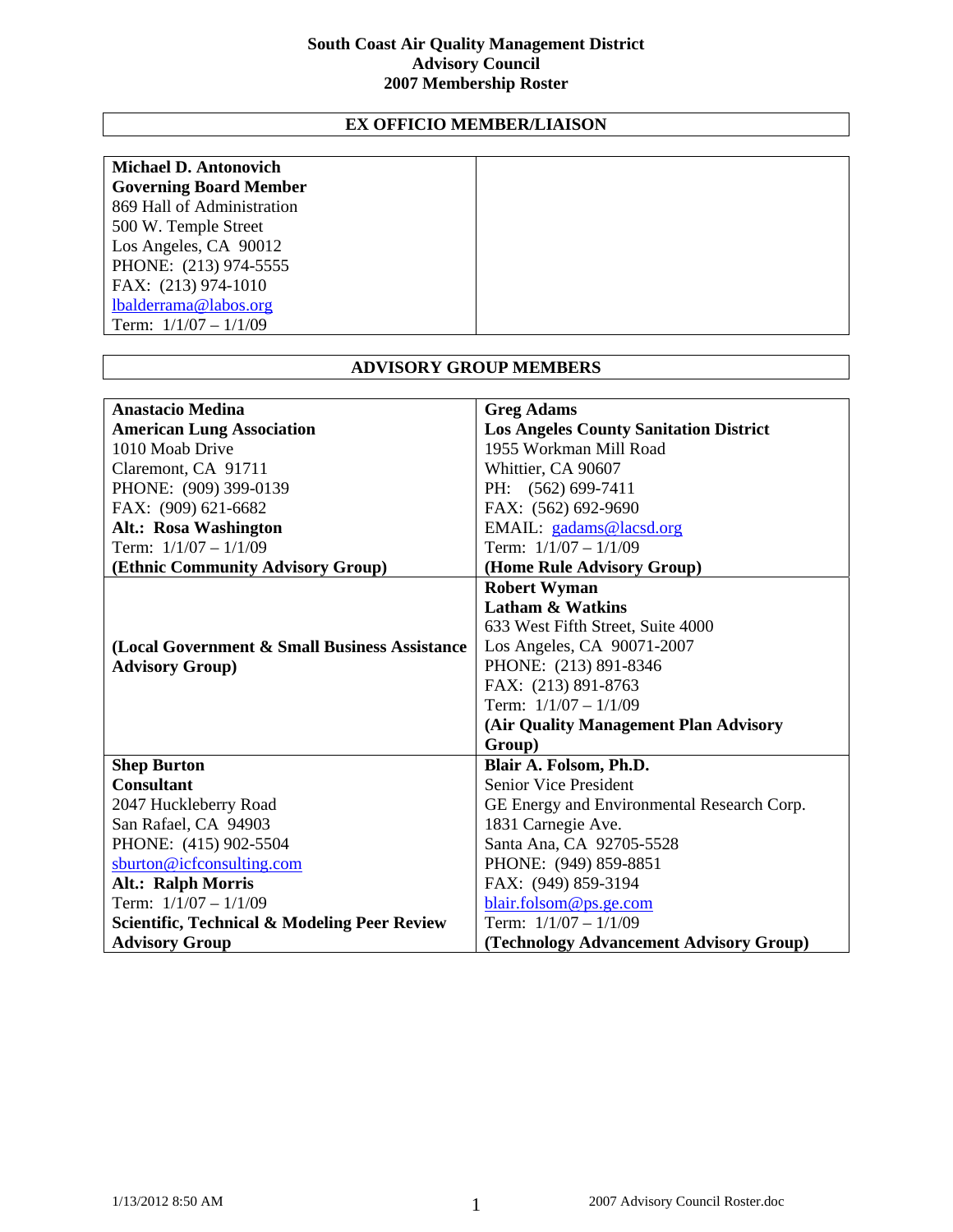# South Coast Air Quality Management District
## Advisory Council
## 2007 Membership Roster

### EX OFFICIO MEMBER/LIAISON

| | |
|---|---|
| **Michael D. Antonovich**<br>**Governing Board Member**<br>869 Hall of Administration<br>500 W. Temple Street<br>Los Angeles, CA 90012<br>PHONE: (213) 974-5555<br>FAX: (213) 974-1010<br>lbalderrama@labos.org<br>Term: 1/1/07 – 1/1/09 | |

### ADVISORY GROUP MEMBERS

| | |
|---|---|
| **Anastacio Medina**<br>**American Lung Association**<br>1010 Moab Drive<br>Claremont, CA 91711<br>PHONE: (909) 399-0139<br>FAX: (909) 621-6682<br>**Alt.: Rosa Washington**<br>Term: 1/1/07 – 1/1/09<br>**(Ethnic Community Advisory Group)** | **Greg Adams**<br>**Los Angeles County Sanitation District**<br>1955 Workman Mill Road<br>Whittier, CA 90607<br>PH: (562) 699-7411<br>FAX: (562) 692-9690<br>EMAIL: gadams@lacsd.org<br>Term: 1/1/07 – 1/1/09<br>**(Home Rule Advisory Group)** |
| **(Local Government & Small Business Assistance Advisory Group)** | **Robert Wyman**<br>**Latham & Watkins**<br>633 West Fifth Street, Suite 4000<br>Los Angeles, CA 90071-2007<br>PHONE: (213) 891-8346<br>FAX: (213) 891-8763<br>Term: 1/1/07 – 1/1/09<br>**(Air Quality Management Plan Advisory Group)** |
| **Shep Burton**<br>**Consultant**<br>2047 Huckleberry Road<br>San Rafael, CA 94903<br>PHONE: (415) 902-5504<br>sburton@icfconsulting.com<br>**Alt.: Ralph Morris**<br>Term: 1/1/07 – 1/1/09<br>**Scientific, Technical & Modeling Peer Review Advisory Group** | **Blair A. Folsom, Ph.D.**<br>Senior Vice President<br>GE Energy and Environmental Research Corp.<br>1831 Carnegie Ave.<br>Santa Ana, CA 92705-5528<br>PHONE: (949) 859-8851<br>FAX: (949) 859-3194<br>blair.folsom@ps.ge.com<br>Term: 1/1/07 – 1/1/09<br>**(Technology Advancement Advisory Group)** |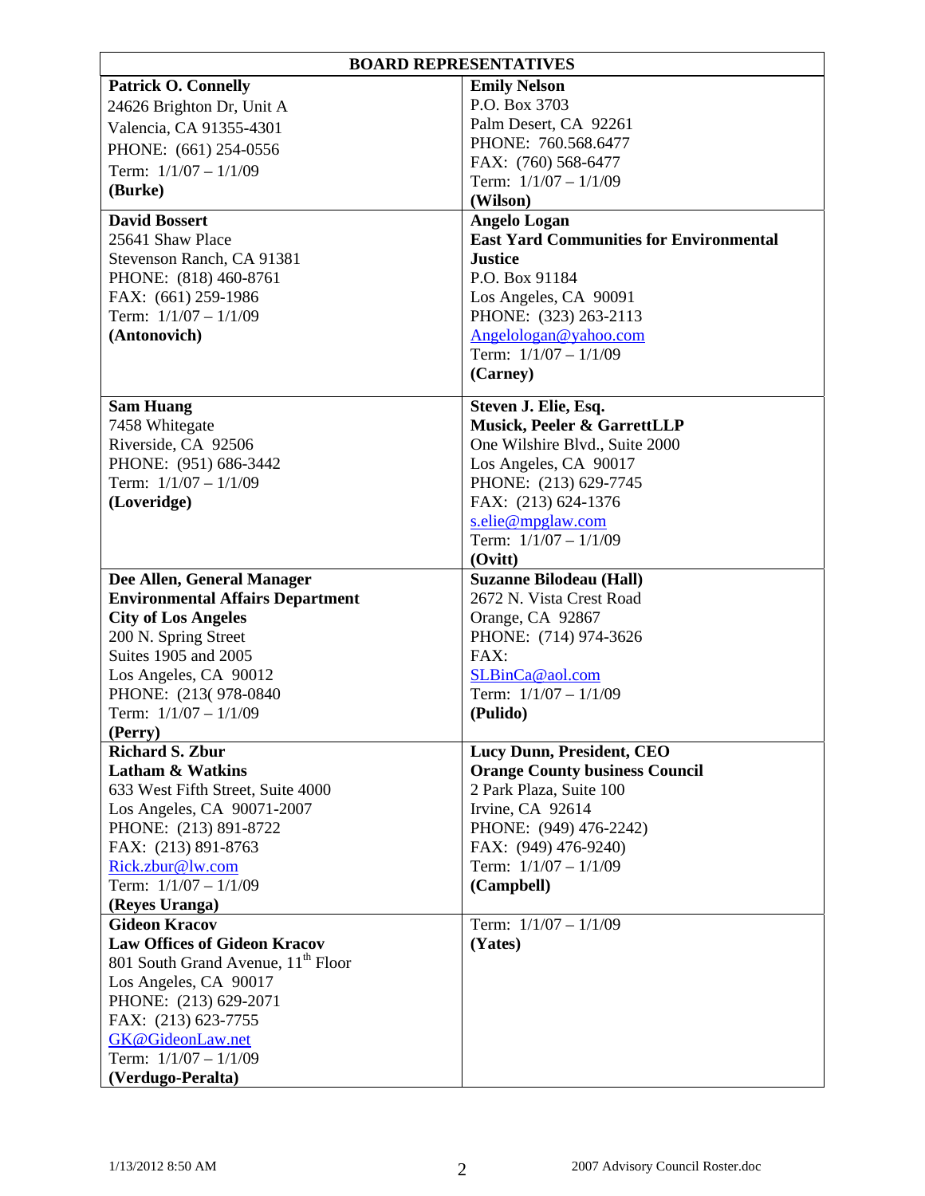| BOARD REPRESENTATIVES | |
|---|---|
| **Patrick O. Connelly**<br>24626 Brighton Dr, Unit A<br>Valencia, CA 91355-4301<br>PHONE: (661) 254-0556<br>Term: 1/1/07 – 1/1/09<br>**(Burke)** | **Emily Nelson**<br>P.O. Box 3703<br>Palm Desert, CA 92261<br>PHONE: 760.568.6477<br>FAX: (760) 568-6477<br>Term: 1/1/07 – 1/1/09<br>**(Wilson)** |
| **David Bossert**<br>25641 Shaw Place<br>Stevenson Ranch, CA 91381<br>PHONE: (818) 460-8761<br>FAX: (661) 259-1986<br>Term: 1/1/07 – 1/1/09<br>**(Antonovich)** | **Angelo Logan**<br>**East Yard Communities for Environmental Justice**<br>P.O. Box 91184<br>Los Angeles, CA 90091<br>PHONE: (323) 263-2113<br>Angelologan@yahoo.com<br>Term: 1/1/07 – 1/1/09<br>**(Carney)** |
| **Sam Huang**<br>7458 Whitegate<br>Riverside, CA 92506<br>PHONE: (951) 686-3442<br>Term: 1/1/07 – 1/1/09<br>**(Loveridge)** | **Steven J. Elie, Esq.**<br>**Musick, Peeler & GarrettLLP**<br>One Wilshire Blvd., Suite 2000<br>Los Angeles, CA 90017<br>PHONE: (213) 629-7745<br>FAX: (213) 624-1376<br>s.elie@mpglaw.com<br>Term: 1/1/07 – 1/1/09<br>**(Ovitt)** |
| **Dee Allen, General Manager**<br>**Environmental Affairs Department**<br>**City of Los Angeles**<br>200 N. Spring Street<br>Suites 1905 and 2005<br>Los Angeles, CA 90012<br>PHONE: (213( 978-0840<br>Term: 1/1/07 – 1/1/09<br>**(Perry)** | **Suzanne Bilodeau (Hall)**<br>2672 N. Vista Crest Road<br>Orange, CA 92867<br>PHONE: (714) 974-3626<br>FAX:<br>SLBinCa@aol.com<br>Term: 1/1/07 – 1/1/09<br>**(Pulido)** |
| **Richard S. Zbur**<br>**Latham & Watkins**<br>633 West Fifth Street, Suite 4000<br>Los Angeles, CA 90071-2007<br>PHONE: (213) 891-8722<br>FAX: (213) 891-8763<br>Rick.zbur@lw.com<br>Term: 1/1/07 – 1/1/09<br>**(Reyes Uranga)** | **Lucy Dunn, President, CEO**<br>**Orange County business Council**<br>2 Park Plaza, Suite 100<br>Irvine, CA 92614<br>PHONE: (949) 476-2242)<br>FAX: (949) 476-9240)<br>Term: 1/1/07 – 1/1/09<br>**(Campbell)** |
| **Gideon Kracov**<br>**Law Offices of Gideon Kracov**<br>801 South Grand Avenue, 11th Floor<br>Los Angeles, CA 90017<br>PHONE: (213) 629-2071<br>FAX: (213) 623-7755<br>GK@GideonLaw.net<br>Term: 1/1/07 – 1/1/09<br>**(Verdugo-Peralta)** | Term: 1/1/07 – 1/1/09<br>**(Yates)** |

1/13/2012 8:50 AM 2007 Advisory Council Roster.doc